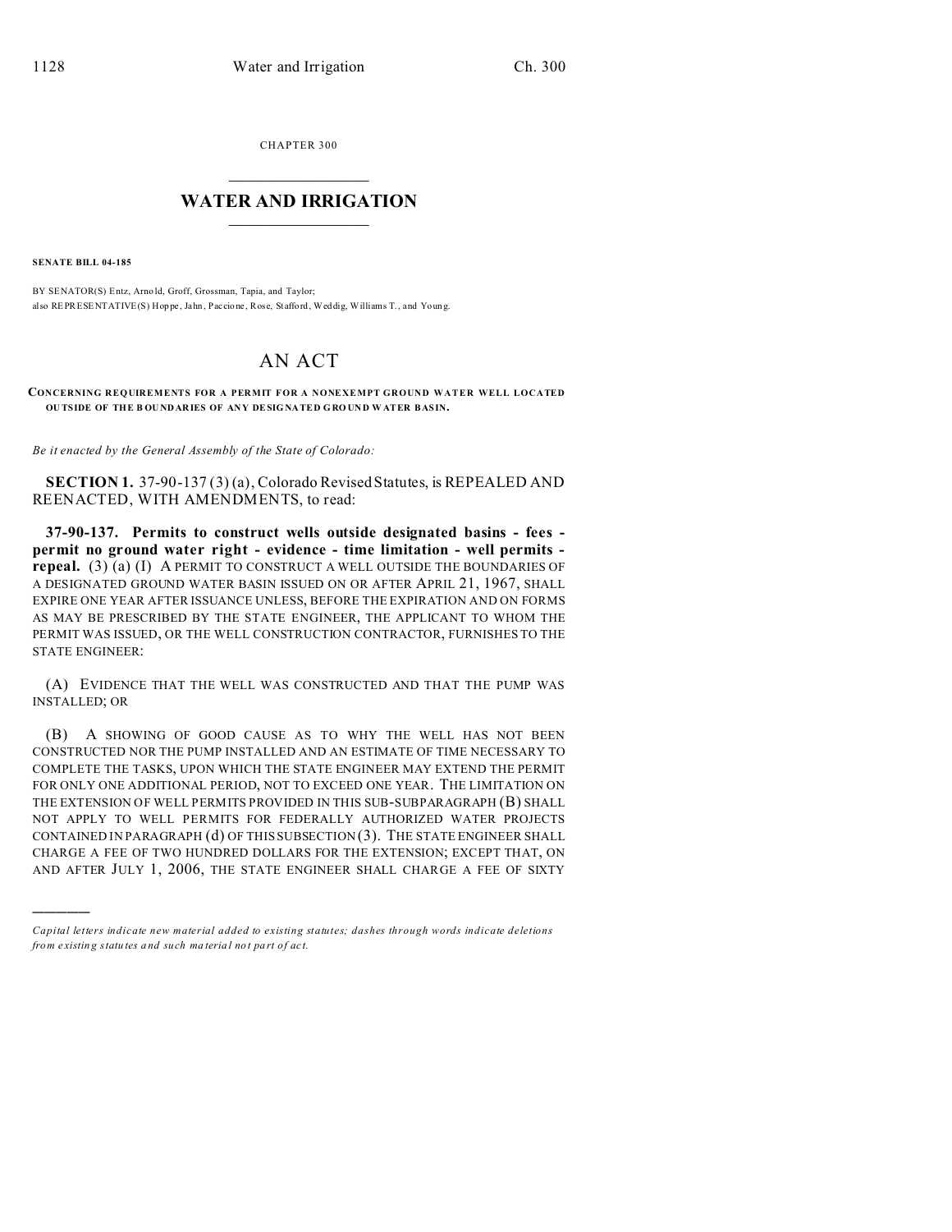CHAPTER 300

# WATER AND IRRIGATION

**SENATE BILL 04-185**

BY SENATOR(S) Entz, Arnold, Groff, Grossman, Tapia, and Taylor;
also REPRESENTATIVE(S) Hoppe, Jahn, Paccione, Rose, Stafford, Weddig, Williams T., and Young.

# AN ACT

**CONCERNING REQUIREMENTS FOR A PERMIT FOR A NONEXEMPT GROUND WATER WELL LOCATED OUTSIDE OF THE BOUNDARIES OF ANY DESIGNATED GROUND WATER BASIN.**

*Be it enacted by the General Assembly of the State of Colorado:*

**SECTION 1.** 37-90-137 (3) (a), Colorado Revised Statutes, is REPEALED AND REENACTED, WITH AMENDMENTS, to read:

**37-90-137. Permits to construct wells outside designated basins - fees - permit no ground water right - evidence - time limitation - well permits - repeal.** (3) (a) (I) A PERMIT TO CONSTRUCT A WELL OUTSIDE THE BOUNDARIES OF A DESIGNATED GROUND WATER BASIN ISSUED ON OR AFTER APRIL 21, 1967, SHALL EXPIRE ONE YEAR AFTER ISSUANCE UNLESS, BEFORE THE EXPIRATION AND ON FORMS AS MAY BE PRESCRIBED BY THE STATE ENGINEER, THE APPLICANT TO WHOM THE PERMIT WAS ISSUED, OR THE WELL CONSTRUCTION CONTRACTOR, FURNISHES TO THE STATE ENGINEER:

(A) EVIDENCE THAT THE WELL WAS CONSTRUCTED AND THAT THE PUMP WAS INSTALLED; OR

(B) A SHOWING OF GOOD CAUSE AS TO WHY THE WELL HAS NOT BEEN CONSTRUCTED NOR THE PUMP INSTALLED AND AN ESTIMATE OF TIME NECESSARY TO COMPLETE THE TASKS, UPON WHICH THE STATE ENGINEER MAY EXTEND THE PERMIT FOR ONLY ONE ADDITIONAL PERIOD, NOT TO EXCEED ONE YEAR. THE LIMITATION ON THE EXTENSION OF WELL PERMITS PROVIDED IN THIS SUB-SUBPARAGRAPH (B) SHALL NOT APPLY TO WELL PERMITS FOR FEDERALLY AUTHORIZED WATER PROJECTS CONTAINED IN PARAGRAPH (d) OF THIS SUBSECTION (3). THE STATE ENGINEER SHALL CHARGE A FEE OF TWO HUNDRED DOLLARS FOR THE EXTENSION; EXCEPT THAT, ON AND AFTER JULY 1, 2006, THE STATE ENGINEER SHALL CHARGE A FEE OF SIXTY

---

*Capital letters indicate new material added to existing statutes; dashes through words indicate deletions from existing statutes and such material not part of act.*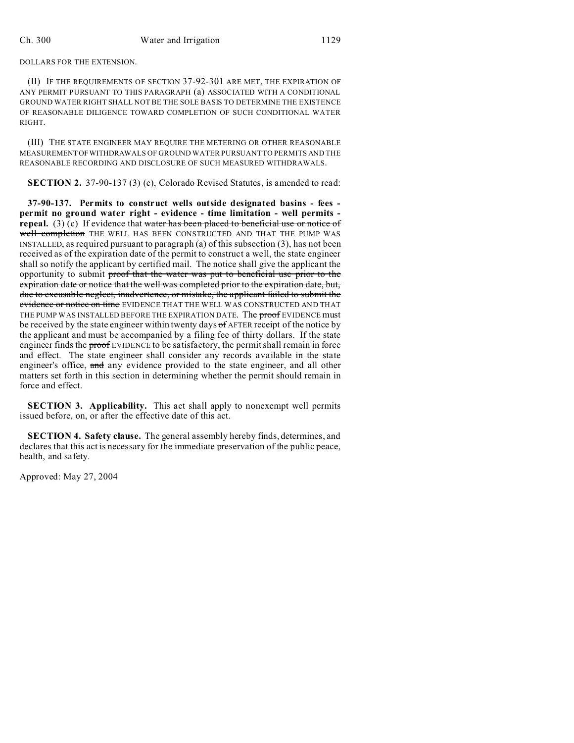DOLLARS FOR THE EXTENSION.

(II) IF THE REQUIREMENTS OF SECTION 37-92-301 ARE MET, THE EXPIRATION OF ANY PERMIT PURSUANT TO THIS PARAGRAPH (a) ASSOCIATED WITH A CONDITIONAL GROUND WATER RIGHT SHALL NOT BE THE SOLE BASIS TO DETERMINE THE EXISTENCE OF REASONABLE DILIGENCE TOWARD COMPLETION OF SUCH CONDITIONAL WATER RIGHT.

(III) THE STATE ENGINEER MAY REQUIRE THE METERING OR OTHER REASONABLE MEASUREMENT OF WITHDRAWALS OF GROUND WATER PURSUANT TO PERMITS AND THE REASONABLE RECORDING AND DISCLOSURE OF SUCH MEASURED WITHDRAWALS.

**SECTION 2.** 37-90-137 (3) (c), Colorado Revised Statutes, is amended to read:

**37-90-137. Permits to construct wells outside designated basins - fees - permit no ground water right - evidence - time limitation - well permits - repeal.** (3) (c) If evidence that ~~water has been placed to beneficial use or notice of well completion~~ THE WELL HAS BEEN CONSTRUCTED AND THAT THE PUMP WAS INSTALLED, as required pursuant to paragraph (a) of this subsection (3), has not been received as of the expiration date of the permit to construct a well, the state engineer shall so notify the applicant by certified mail. The notice shall give the applicant the opportunity to submit ~~proof that the water was put to beneficial use prior to the expiration date or notice that the well was completed prior to the expiration date, but, due to excusable neglect, inadvertence, or mistake, the applicant failed to submit the evidence or notice on time~~ EVIDENCE THAT THE WELL WAS CONSTRUCTED AND THAT THE PUMP WAS INSTALLED BEFORE THE EXPIRATION DATE. The ~~proof~~ EVIDENCE must be received by the state engineer within twenty days ~~of~~ AFTER receipt of the notice by the applicant and must be accompanied by a filing fee of thirty dollars. If the state engineer finds the ~~proof~~ EVIDENCE to be satisfactory, the permit shall remain in force and effect. The state engineer shall consider any records available in the state engineer's office, ~~and~~ any evidence provided to the state engineer, and all other matters set forth in this section in determining whether the permit should remain in force and effect.

**SECTION 3. Applicability.** This act shall apply to nonexempt well permits issued before, on, or after the effective date of this act.

**SECTION 4. Safety clause.** The general assembly hereby finds, determines, and declares that this act is necessary for the immediate preservation of the public peace, health, and safety.

Approved: May 27, 2004